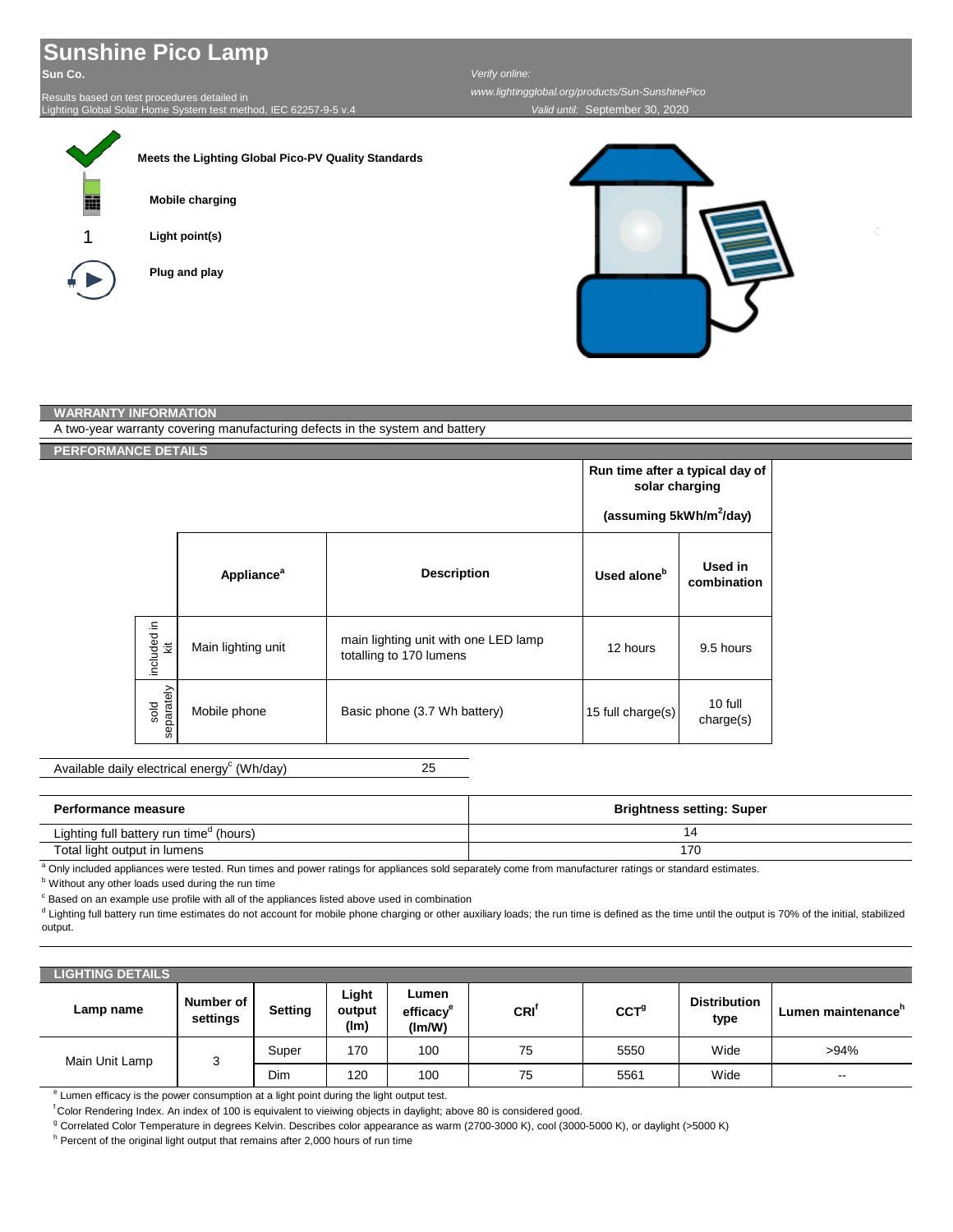# Sunshine Pico Lamp

**Sun Co.**

Results based on test procedures detailed in
Lighting Global Solar Home System test method, IEC 62257-9-5 v.4

*Verify online:*
*www.lightingglobal.org/products/Sun-SunshinePico*
*Valid until:* September 30, 2020

**Meets the Lighting Global Pico-PV Quality Standards**

**Mobile charging**

1 **Light point(s)**

**Plug and play**

## WARRANTY INFORMATION

A two-year warranty covering manufacturing defects in the system and battery

## PERFORMANCE DETAILS

| | Appliance[a] | Description | Run time after a typical day of solar charging (assuming $5kWh/m^2/day$) Used alone[b] | Used in combination |
|---|---|---|---|---|
| included in kit | Main lighting unit | main lighting unit with one LED lamp totalling to 170 lumens | 12 hours | 9.5 hours |
| sold separately | Mobile phone | Basic phone (3.7 Wh battery) | 15 full charge(s) | 10 full charge(s) |

| Available daily electrical energy[c] (Wh/day) | 25 |
|---|---|

| Performance measure | Brightness setting: Super |
|---|---|
| Lighting full battery run time[d] (hours) | 14 |
| Total light output in lumens | 170 |

[a] Only included appliances were tested. Run times and power ratings for appliances sold separately come from manufacturer ratings or standard estimates.

[b] Without any other loads used during the run time

[c] Based on an example use profile with all of the appliances listed above used in combination

[d] Lighting full battery run time estimates do not account for mobile phone charging or other auxiliary loads; the run time is defined as the time until the output is 70% of the initial, stabilized output.

## LIGHTING DETAILS

| Lamp name | Number of settings | Setting | Light output (lm) | Lumen efficacy[e] (lm/W) | CRI[f] | CCT[g] | Distribution type | Lumen maintenance[h] |
|---|---|---|---|---|---|---|---|---|
| Main Unit Lamp | 3 | Super | 170 | 100 | 75 | 5550 | Wide | >94% |
| | | Dim | 120 | 100 | 75 | 5561 | Wide | -- |

[e] Lumen efficacy is the power consumption at a light point during the light output test.

[f] Color Rendering Index. An index of 100 is equivalent to vieiwing objects in daylight; above 80 is considered good.

[g] Correlated Color Temperature in degrees Kelvin. Describes color appearance as warm (2700-3000 K), cool (3000-5000 K), or daylight (>5000 K)

[h] Percent of the original light output that remains after 2,000 hours of run time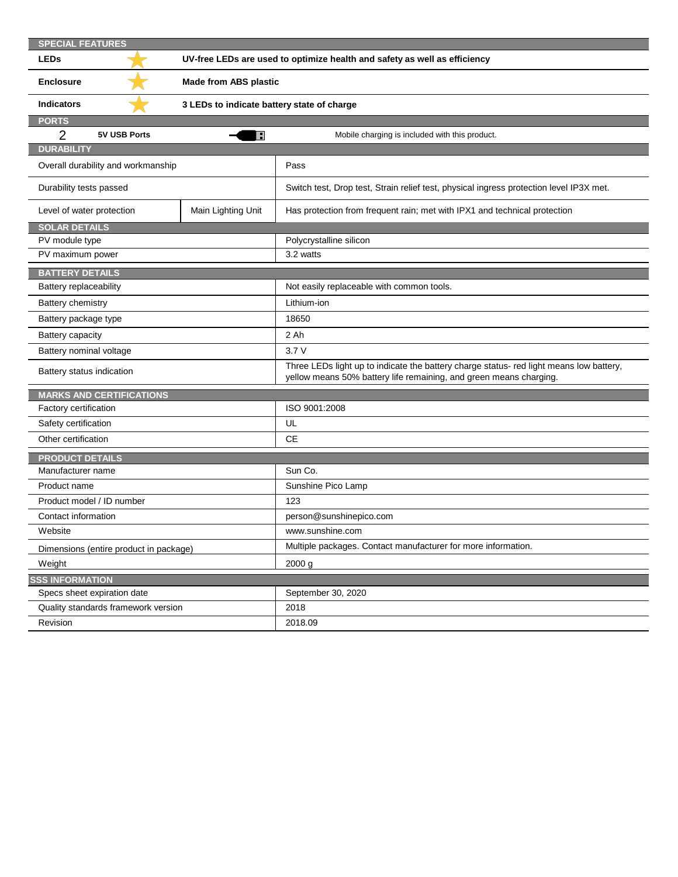| | | |
|---|---|---|
| **SPECIAL FEATURES** | | |
| **LEDs** | | **UV-free LEDs are used to optimize health and safety as well as efficiency** |
| **Enclosure** | | **Made from ABS plastic** |
| **Indicators** | | **3 LEDs to indicate battery state of charge** |
| **PORTS** | | |
| 2 | **5V USB Ports** | Mobile charging is included with this product. |

| | | |
|---|---|---|
| **DURABILITY** | | |
| Overall durability and workmanship | | Pass |
| Durability tests passed | | Switch test, Drop test, Strain relief test, physical ingress protection level IP3X met. |
| Level of water protection | Main Lighting Unit | Has protection from frequent rain; met with IPX1 and technical protection |

| | |
|---|---|
| **SOLAR DETAILS** | |
| PV module type | Polycrystalline silicon |
| PV maximum power | 3.2 watts |
| **BATTERY DETAILS** | |
| Battery replaceability | Not easily replaceable with common tools. |
| Battery chemistry | Lithium-ion |
| Battery package type | 18650 |
| Battery capacity | 2 Ah |
| Battery nominal voltage | 3.7 V |
| Battery status indication | Three LEDs light up to indicate the battery charge status- red light means low battery, yellow means 50% battery life remaining, and green means charging. |
| **MARKS AND CERTIFICATIONS** | |
| Factory certification | ISO 9001:2008 |
| Safety certification | UL |
| Other certification | CE |
| **PRODUCT DETAILS** | |
| Manufacturer name | Sun Co. |
| Product name | Sunshine Pico Lamp |
| Product model / ID number | 123 |
| Contact information | person@sunshinepico.com |
| Website | www.sunshine.com |
| Dimensions (entire product in package) | Multiple packages. Contact manufacturer for more information. |
| Weight | 2000 g |
| **SSS INFORMATION** | |
| Specs sheet expiration date | September 30, 2020 |
| Quality standards framework version | 2018 |
| Revision | 2018.09 |